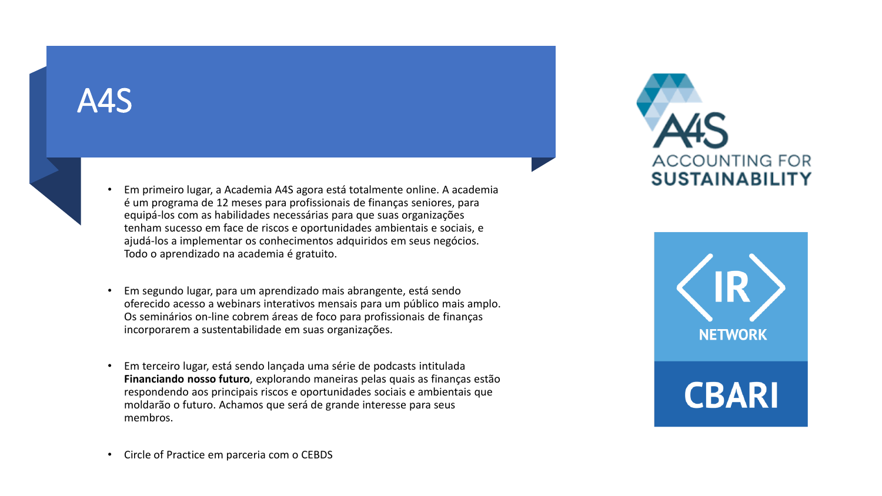# A4S

- Em primeiro lugar, a Academia A4S agora está totalmente online. A academia é um programa de 12 meses para profissionais de finanças seniores, para equipá-los com as habilidades necessárias para que suas organizações tenham sucesso em face de riscos e oportunidades ambientais e sociais, e ajudá-los a implementar os conhecimentos adquiridos em seus negócios. Todo o aprendizado na academia é gratuito.

- Em segundo lugar, para um aprendizado mais abrangente, está sendo oferecido acesso a webinars interativos mensais para um público mais amplo. Os seminários on-line cobrem áreas de foco para profissionais de finanças incorporarem a sustentabilidade em suas organizações.

- Em terceiro lugar, está sendo lançada uma série de podcasts intitulada **Financiando nosso futuro**, explorando maneiras pelas quais as finanças estão respondendo aos principais riscos e oportunidades sociais e ambientais que moldarão o futuro. Achamos que será de grande interesse para seus membros.

- Circle of Practice em parceria com o CEBDS

A4S ACCOUNTING FOR SUSTAINABILITY

IR NETWORK

CBARI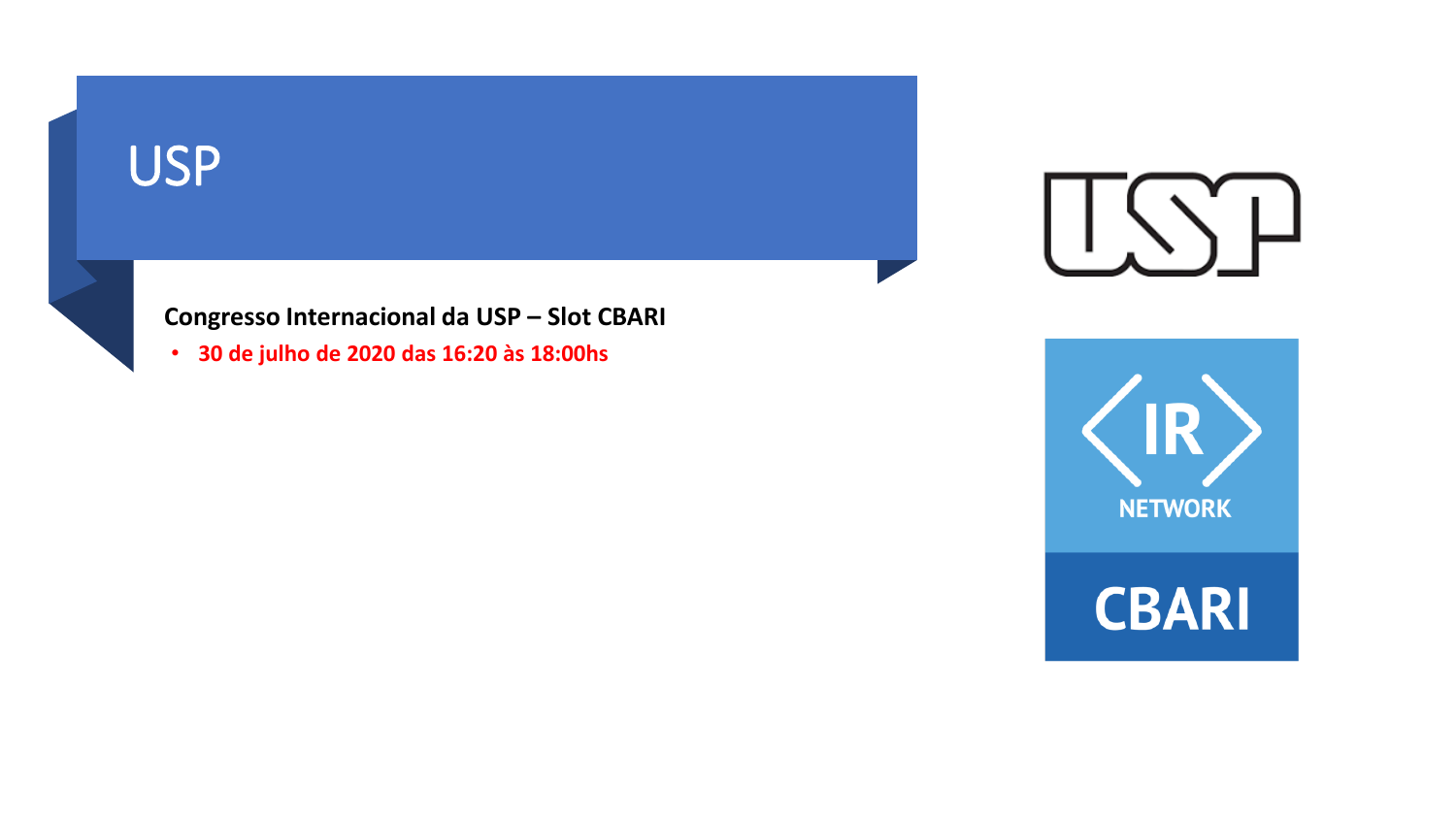# USP

**Congresso Internacional da USP – Slot CBARI**

- **30 de julho de 2020 das 16:20 às 18:00hs**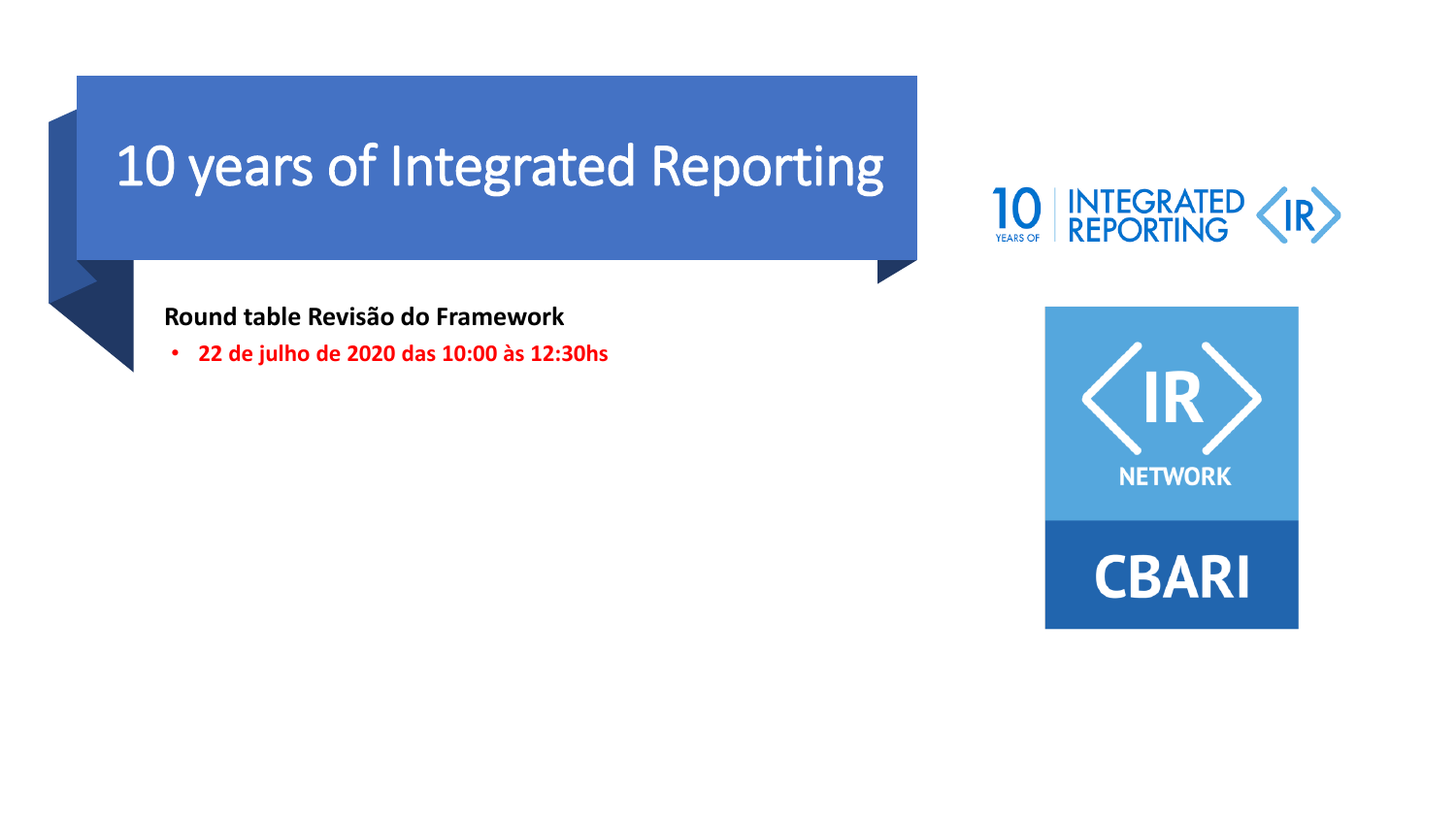# 10 years of Integrated Reporting

**Round table Revisão do Framework**

- **22 de julho de 2020 das 10:00 às 12:30hs**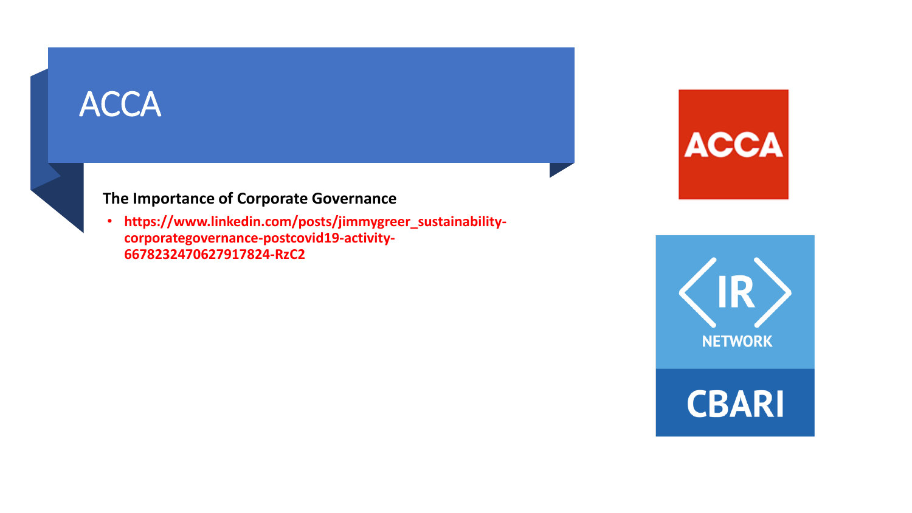# ACCA

**The Importance of Corporate Governance**

- **https://www.linkedin.com/posts/jimmygreer_sustainability-corporategovernance-postcovid19-activity-6678232470627917824-RzC2**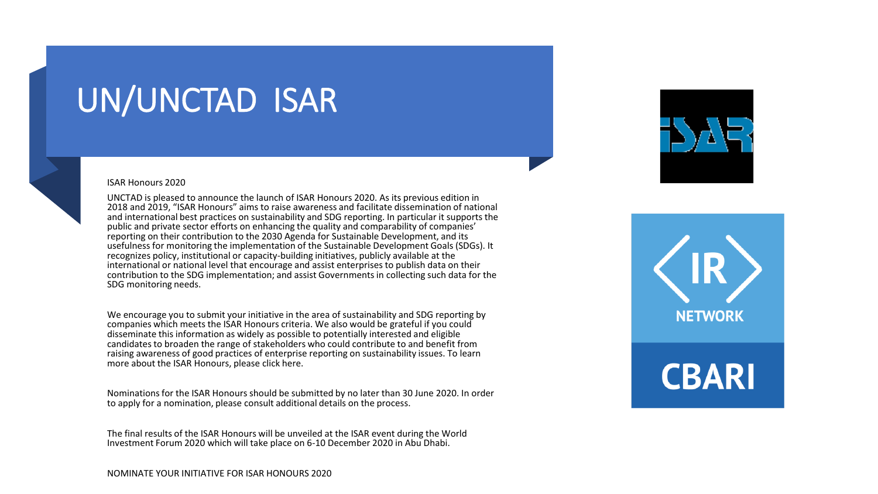# UN/UNCTAD ISAR

ISAR Honours 2020

UNCTAD is pleased to announce the launch of ISAR Honours 2020. As its previous edition in 2018 and 2019, "ISAR Honours" aims to raise awareness and facilitate dissemination of national and international best practices on sustainability and SDG reporting. In particular it supports the public and private sector efforts on enhancing the quality and comparability of companies' reporting on their contribution to the 2030 Agenda for Sustainable Development, and its usefulness for monitoring the implementation of the Sustainable Development Goals (SDGs). It recognizes policy, institutional or capacity-building initiatives, publicly available at the international or national level that encourage and assist enterprises to publish data on their contribution to the SDG implementation; and assist Governments in collecting such data for the SDG monitoring needs.

We encourage you to submit your initiative in the area of sustainability and SDG reporting by companies which meets the ISAR Honours criteria. We also would be grateful if you could disseminate this information as widely as possible to potentially interested and eligible candidates to broaden the range of stakeholders who could contribute to and benefit from raising awareness of good practices of enterprise reporting on sustainability issues. To learn more about the ISAR Honours, please click here.

Nominations for the ISAR Honours should be submitted by no later than 30 June 2020. In order to apply for a nomination, please consult additional details on the process.

The final results of the ISAR Honours will be unveiled at the ISAR event during the World Investment Forum 2020 which will take place on 6-10 December 2020 in Abu Dhabi.

NOMINATE YOUR INITIATIVE FOR ISAR HONOURS 2020

ISAR

IR NETWORK

CBARI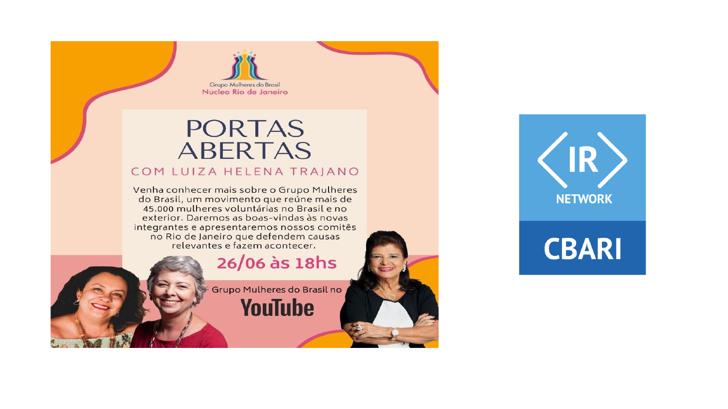Grupo Mulheres do Brasil
Núcleo Rio de Janeiro

# PORTAS ABERTAS

COM LUIZA HELENA TRAJANO

Venha conhecer mais sobre o Grupo Mulheres do Brasil, um movimento que reúne mais de 45.000 mulheres voluntárias no Brasil e no exterior. Daremos as boas-vindas às novas integrantes e apresentaremos nossos comitês no Rio de Janeiro que defendem causas relevantes e fazem acontecer.

**26/06 às 18hs**

Grupo Mulheres do Brasil no YouTube

IR NETWORK

CBARI